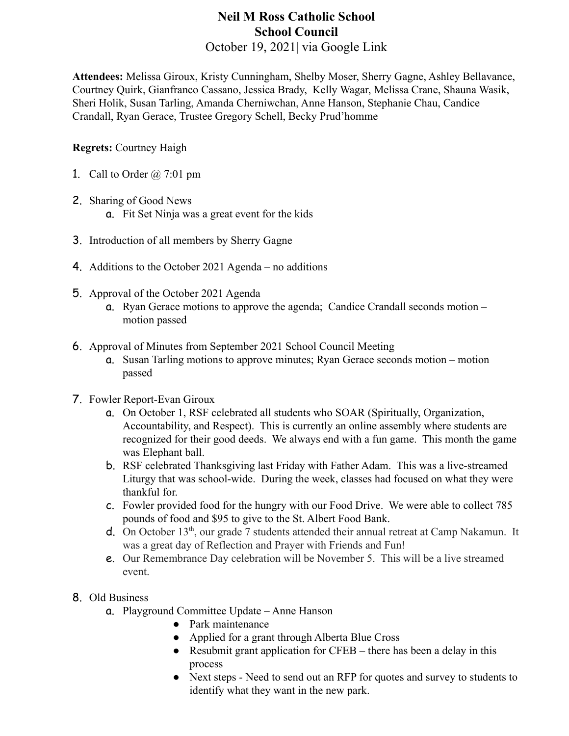# Neil M Ross Catholic School
## School Council
October 19, 2021| via Google Link

**Attendees:** Melissa Giroux, Kristy Cunningham, Shelby Moser, Sherry Gagne, Ashley Bellavance, Courtney Quirk, Gianfranco Cassano, Jessica Brady, Kelly Wagar, Melissa Crane, Shauna Wasik, Sheri Holik, Susan Tarling, Amanda Cherniwchan, Anne Hanson, Stephanie Chau, Candice Crandall, Ryan Gerace, Trustee Gregory Schell, Becky Prud'homme

**Regrets:** Courtney Haigh

1. Call to Order @ 7:01 pm

2. Sharing of Good News
   a. Fit Set Ninja was a great event for the kids

3. Introduction of all members by Sherry Gagne

4. Additions to the October 2021 Agenda – no additions

5. Approval of the October 2021 Agenda
   a. Ryan Gerace motions to approve the agenda; Candice Crandall seconds motion – motion passed

6. Approval of Minutes from September 2021 School Council Meeting
   a. Susan Tarling motions to approve minutes; Ryan Gerace seconds motion – motion passed

7. Fowler Report-Evan Giroux
   a. On October 1, RSF celebrated all students who SOAR (Spiritually, Organization, Accountability, and Respect). This is currently an online assembly where students are recognized for their good deeds. We always end with a fun game. This month the game was Elephant ball.
   b. RSF celebrated Thanksgiving last Friday with Father Adam. This was a live-streamed Liturgy that was school-wide. During the week, classes had focused on what they were thankful for.
   c. Fowler provided food for the hungry with our Food Drive. We were able to collect 785 pounds of food and $95 to give to the St. Albert Food Bank.
   d. On October 13th, our grade 7 students attended their annual retreat at Camp Nakamun. It was a great day of Reflection and Prayer with Friends and Fun!
   e. Our Remembrance Day celebration will be November 5. This will be a live streamed event.

8. Old Business
   a. Playground Committee Update – Anne Hanson
      - Park maintenance
      - Applied for a grant through Alberta Blue Cross
      - Resubmit grant application for CFEB – there has been a delay in this process
      - Next steps - Need to send out an RFP for quotes and survey to students to identify what they want in the new park.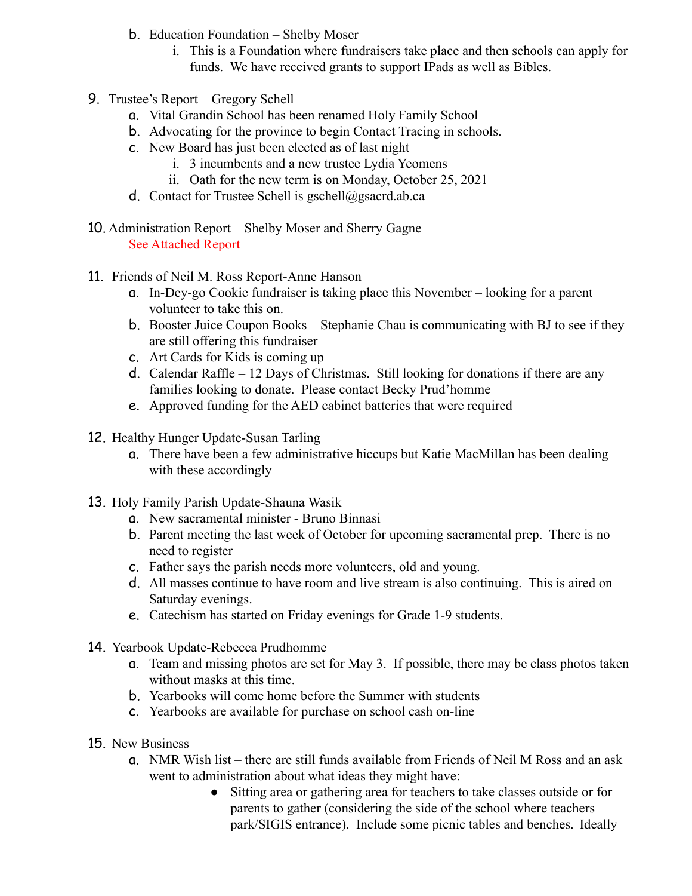b. Education Foundation – Shelby Moser
      i. This is a Foundation where fundraisers take place and then schools can apply for funds. We have received grants to support IPads as well as Bibles.

9. Trustee's Report – Gregory Schell
   a. Vital Grandin School has been renamed Holy Family School
   b. Advocating for the province to begin Contact Tracing in schools.
   c. New Board has just been elected as of last night
      i. 3 incumbents and a new trustee Lydia Yeomens
      ii. Oath for the new term is on Monday, October 25, 2021
   d. Contact for Trustee Schell is gschell@gsacrd.ab.ca

10. Administration Report – Shelby Moser and Sherry Gagne
    See Attached Report

11. Friends of Neil M. Ross Report-Anne Hanson
    a. In-Dey-go Cookie fundraiser is taking place this November – looking for a parent volunteer to take this on.
    b. Booster Juice Coupon Books – Stephanie Chau is communicating with BJ to see if they are still offering this fundraiser
    c. Art Cards for Kids is coming up
    d. Calendar Raffle – 12 Days of Christmas. Still looking for donations if there are any families looking to donate. Please contact Becky Prud'homme
    e. Approved funding for the AED cabinet batteries that were required

12. Healthy Hunger Update-Susan Tarling
    a. There have been a few administrative hiccups but Katie MacMillan has been dealing with these accordingly

13. Holy Family Parish Update-Shauna Wasik
    a. New sacramental minister - Bruno Binnasi
    b. Parent meeting the last week of October for upcoming sacramental prep. There is no need to register
    c. Father says the parish needs more volunteers, old and young.
    d. All masses continue to have room and live stream is also continuing. This is aired on Saturday evenings.
    e. Catechism has started on Friday evenings for Grade 1-9 students.

14. Yearbook Update-Rebecca Prudhomme
    a. Team and missing photos are set for May 3. If possible, there may be class photos taken without masks at this time.
    b. Yearbooks will come home before the Summer with students
    c. Yearbooks are available for purchase on school cash on-line

15. New Business
    a. NMR Wish list – there are still funds available from Friends of Neil M Ross and an ask went to administration about what ideas they might have:
       - Sitting area or gathering area for teachers to take classes outside or for parents to gather (considering the side of the school where teachers park/SIGIS entrance). Include some picnic tables and benches. Ideally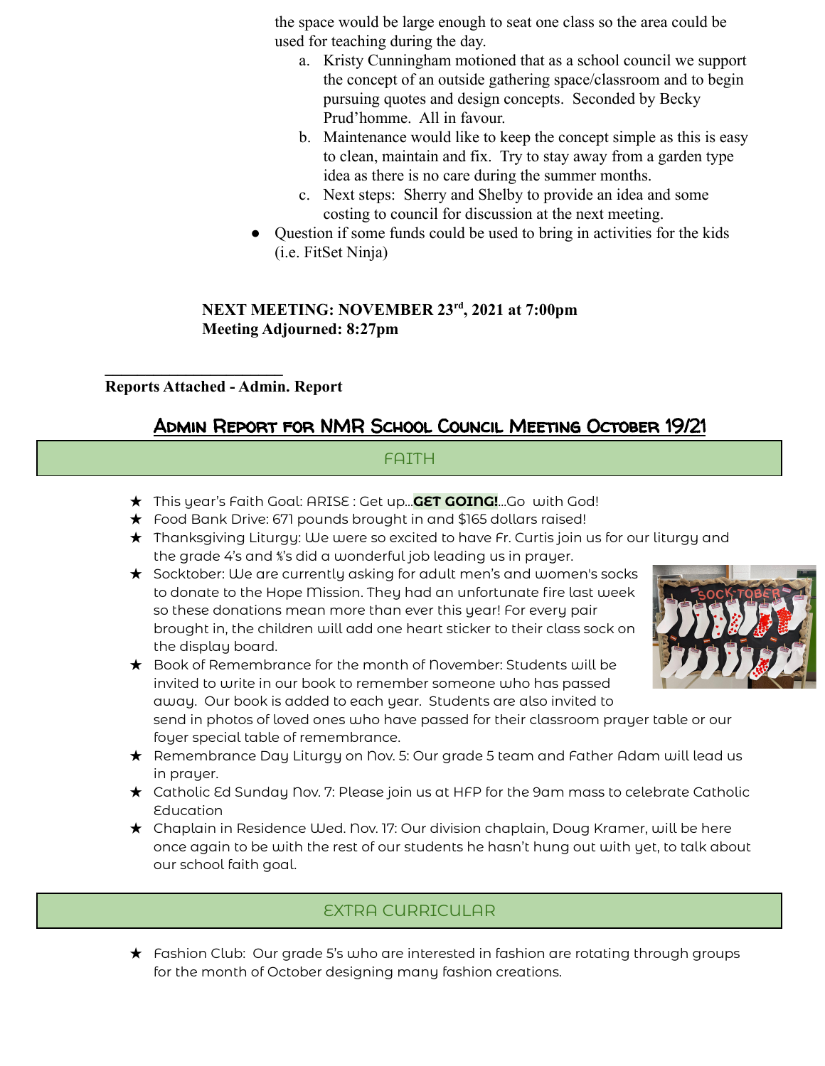the space would be large enough to seat one class so the area could be used for teaching during the day.

a. Kristy Cunningham motioned that as a school council we support the concept of an outside gathering space/classroom and to begin pursuing quotes and design concepts. Seconded by Becky Prud'homme. All in favour.
b. Maintenance would like to keep the concept simple as this is easy to clean, maintain and fix. Try to stay away from a garden type idea as there is no care during the summer months.
c. Next steps: Sherry and Shelby to provide an idea and some costing to council for discussion at the next meeting.

- Question if some funds could be used to bring in activities for the kids (i.e. FitSet Ninja)

**NEXT MEETING: NOVEMBER 23rd, 2021 at 7:00pm**
**Meeting Adjourned: 8:27pm**

______________________

**Reports Attached - Admin. Report**

## Admin Report for NMR School Council Meeting October 19/21

### FAITH

★ This year's Faith Goal: ARISE : Get up…**GET GOING!**…Go with God!
★ Food Bank Drive: 671 pounds brought in and $165 dollars raised!
★ Thanksgiving Liturgy: We were so excited to have Fr. Curtis join us for our liturgy and the grade 4's and ⅘'s did a wonderful job leading us in prayer.
★ Socktober: We are currently asking for adult men's and women's socks to donate to the Hope Mission. They had an unfortunate fire last week so these donations mean more than ever this year! For every pair brought in, the children will add one heart sticker to their class sock on the display board.
★ Book of Remembrance for the month of November: Students will be invited to write in our book to remember someone who has passed away. Our book is added to each year. Students are also invited to send in photos of loved ones who have passed for their classroom prayer table or our foyer special table of remembrance.
★ Remembrance Day Liturgy on Nov. 5: Our grade 5 team and Father Adam will lead us in prayer.
★ Catholic Ed Sunday Nov. 7: Please join us at HFP for the 9am mass to celebrate Catholic Education
★ Chaplain in Residence Wed. Nov. 17: Our division chaplain, Doug Kramer, will be here once again to be with the rest of our students he hasn't hung out with yet, to talk about our school faith goal.

### EXTRA CURRICULAR

★ Fashion Club: Our grade 5's who are interested in fashion are rotating through groups for the month of October designing many fashion creations.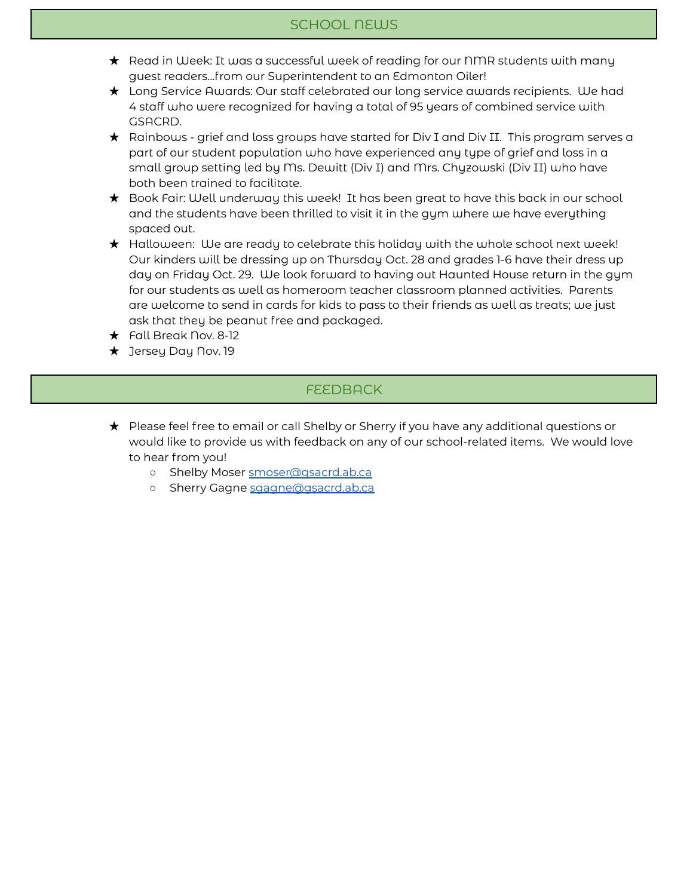## SCHOOL NEWS

- Read in Week: It was a successful week of reading for our NMR students with many guest readers…from our Superintendent to an Edmonton Oiler!
- Long Service Awards: Our staff celebrated our long service awards recipients. We had 4 staff who were recognized for having a total of 95 years of combined service with GSACRD.
- Rainbows - grief and loss groups have started for Div I and Div II. This program serves a part of our student population who have experienced any type of grief and loss in a small group setting led by Ms. Dewitt (Div I) and Mrs. Chyzowski (Div II) who have both been trained to facilitate.
- Book Fair: Well underway this week! It has been great to have this back in our school and the students have been thrilled to visit it in the gym where we have everything spaced out.
- Halloween: We are ready to celebrate this holiday with the whole school next week! Our kinders will be dressing up on Thursday Oct. 28 and grades 1-6 have their dress up day on Friday Oct. 29. We look forward to having out Haunted House return in the gym for our students as well as homeroom teacher classroom planned activities. Parents are welcome to send in cards for kids to pass to their friends as well as treats; we just ask that they be peanut free and packaged.
- Fall Break Nov. 8-12
- Jersey Day Nov. 19

## FEEDBACK

- Please feel free to email or call Shelby or Sherry if you have any additional questions or would like to provide us with feedback on any of our school-related items. We would love to hear from you!
  - Shelby Moser smoser@gsacrd.ab.ca
  - Sherry Gagne sgagne@gsacrd.ab.ca